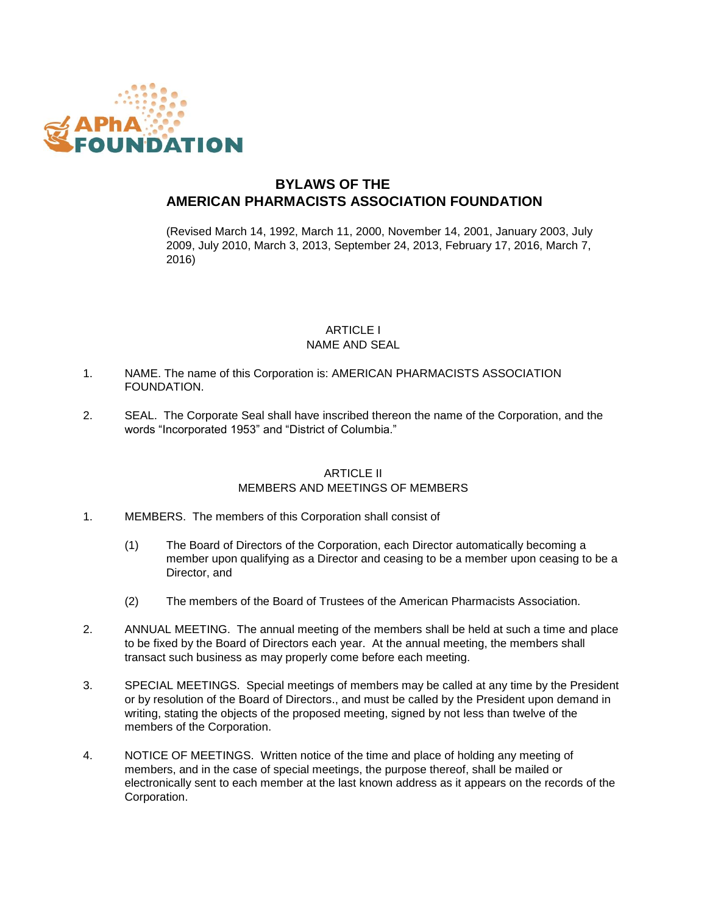# BYLAWS OF THE AMERICAN PHARMACISTS ASSOCIATION FOUNDATION

(Revised March 14, 1992, March 11, 2000, November 14, 2001, January 2003, July 2009, July 2010, March 3, 2013, September 24, 2013, February 17, 2016, March 7, 2016)

## ARTICLE I
## NAME AND SEAL

1. NAME. The name of this Corporation is: AMERICAN PHARMACISTS ASSOCIATION FOUNDATION.

2. SEAL. The Corporate Seal shall have inscribed thereon the name of the Corporation, and the words "Incorporated 1953" and "District of Columbia."

## ARTICLE II
## MEMBERS AND MEETINGS OF MEMBERS

1. MEMBERS. The members of this Corporation shall consist of

   (1) The Board of Directors of the Corporation, each Director automatically becoming a member upon qualifying as a Director and ceasing to be a member upon ceasing to be a Director, and

   (2) The members of the Board of Trustees of the American Pharmacists Association.

2. ANNUAL MEETING. The annual meeting of the members shall be held at such a time and place to be fixed by the Board of Directors each year. At the annual meeting, the members shall transact such business as may properly come before each meeting.

3. SPECIAL MEETINGS. Special meetings of members may be called at any time by the President or by resolution of the Board of Directors., and must be called by the President upon demand in writing, stating the objects of the proposed meeting, signed by not less than twelve of the members of the Corporation.

4. NOTICE OF MEETINGS. Written notice of the time and place of holding any meeting of members, and in the case of special meetings, the purpose thereof, shall be mailed or electronically sent to each member at the last known address as it appears on the records of the Corporation.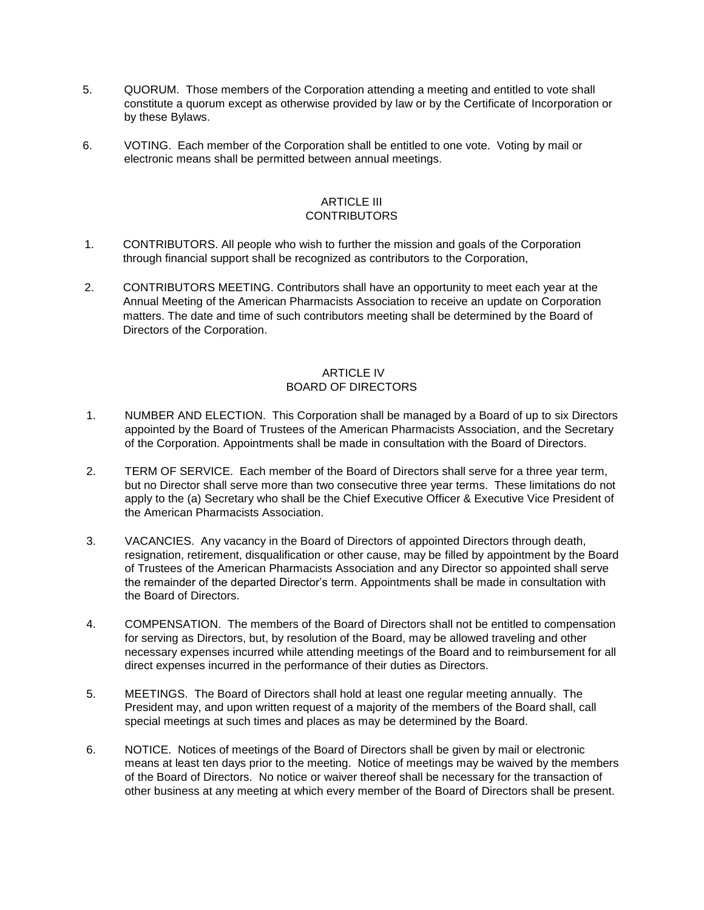5. QUORUM. Those members of the Corporation attending a meeting and entitled to vote shall constitute a quorum except as otherwise provided by law or by the Certificate of Incorporation or by these Bylaws.

6. VOTING. Each member of the Corporation shall be entitled to one vote. Voting by mail or electronic means shall be permitted between annual meetings.

## ARTICLE III
## CONTRIBUTORS

1. CONTRIBUTORS. All people who wish to further the mission and goals of the Corporation through financial support shall be recognized as contributors to the Corporation,

2. CONTRIBUTORS MEETING. Contributors shall have an opportunity to meet each year at the Annual Meeting of the American Pharmacists Association to receive an update on Corporation matters. The date and time of such contributors meeting shall be determined by the Board of Directors of the Corporation.

## ARTICLE IV
## BOARD OF DIRECTORS

1. NUMBER AND ELECTION. This Corporation shall be managed by a Board of up to six Directors appointed by the Board of Trustees of the American Pharmacists Association, and the Secretary of the Corporation. Appointments shall be made in consultation with the Board of Directors.

2. TERM OF SERVICE. Each member of the Board of Directors shall serve for a three year term, but no Director shall serve more than two consecutive three year terms. These limitations do not apply to the (a) Secretary who shall be the Chief Executive Officer & Executive Vice President of the American Pharmacists Association.

3. VACANCIES. Any vacancy in the Board of Directors of appointed Directors through death, resignation, retirement, disqualification or other cause, may be filled by appointment by the Board of Trustees of the American Pharmacists Association and any Director so appointed shall serve the remainder of the departed Director's term. Appointments shall be made in consultation with the Board of Directors.

4. COMPENSATION. The members of the Board of Directors shall not be entitled to compensation for serving as Directors, but, by resolution of the Board, may be allowed traveling and other necessary expenses incurred while attending meetings of the Board and to reimbursement for all direct expenses incurred in the performance of their duties as Directors.

5. MEETINGS. The Board of Directors shall hold at least one regular meeting annually. The President may, and upon written request of a majority of the members of the Board shall, call special meetings at such times and places as may be determined by the Board.

6. NOTICE. Notices of meetings of the Board of Directors shall be given by mail or electronic means at least ten days prior to the meeting. Notice of meetings may be waived by the members of the Board of Directors. No notice or waiver thereof shall be necessary for the transaction of other business at any meeting at which every member of the Board of Directors shall be present.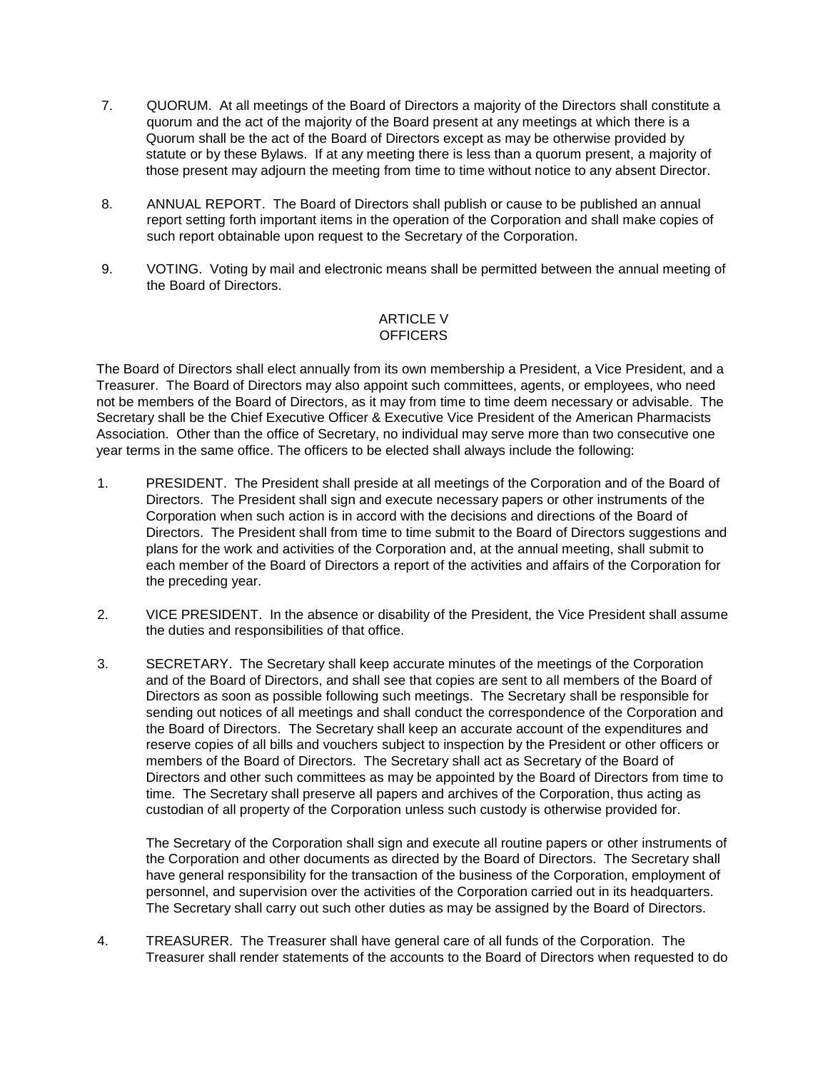7. QUORUM. At all meetings of the Board of Directors a majority of the Directors shall constitute a quorum and the act of the majority of the Board present at any meetings at which there is a Quorum shall be the act of the Board of Directors except as may be otherwise provided by statute or by these Bylaws. If at any meeting there is less than a quorum present, a majority of those present may adjourn the meeting from time to time without notice to any absent Director.

8. ANNUAL REPORT. The Board of Directors shall publish or cause to be published an annual report setting forth important items in the operation of the Corporation and shall make copies of such report obtainable upon request to the Secretary of the Corporation.

9. VOTING. Voting by mail and electronic means shall be permitted between the annual meeting of the Board of Directors.

## ARTICLE V
## OFFICERS

The Board of Directors shall elect annually from its own membership a President, a Vice President, and a Treasurer. The Board of Directors may also appoint such committees, agents, or employees, who need not be members of the Board of Directors, as it may from time to time deem necessary or advisable. The Secretary shall be the Chief Executive Officer & Executive Vice President of the American Pharmacists Association. Other than the office of Secretary, no individual may serve more than two consecutive one year terms in the same office. The officers to be elected shall always include the following:

1. PRESIDENT. The President shall preside at all meetings of the Corporation and of the Board of Directors. The President shall sign and execute necessary papers or other instruments of the Corporation when such action is in accord with the decisions and directions of the Board of Directors. The President shall from time to time submit to the Board of Directors suggestions and plans for the work and activities of the Corporation and, at the annual meeting, shall submit to each member of the Board of Directors a report of the activities and affairs of the Corporation for the preceding year.

2. VICE PRESIDENT. In the absence or disability of the President, the Vice President shall assume the duties and responsibilities of that office.

3. SECRETARY. The Secretary shall keep accurate minutes of the meetings of the Corporation and of the Board of Directors, and shall see that copies are sent to all members of the Board of Directors as soon as possible following such meetings. The Secretary shall be responsible for sending out notices of all meetings and shall conduct the correspondence of the Corporation and the Board of Directors. The Secretary shall keep an accurate account of the expenditures and reserve copies of all bills and vouchers subject to inspection by the President or other officers or members of the Board of Directors. The Secretary shall act as Secretary of the Board of Directors and other such committees as may be appointed by the Board of Directors from time to time. The Secretary shall preserve all papers and archives of the Corporation, thus acting as custodian of all property of the Corporation unless such custody is otherwise provided for.

   The Secretary of the Corporation shall sign and execute all routine papers or other instruments of the Corporation and other documents as directed by the Board of Directors. The Secretary shall have general responsibility for the transaction of the business of the Corporation, employment of personnel, and supervision over the activities of the Corporation carried out in its headquarters. The Secretary shall carry out such other duties as may be assigned by the Board of Directors.

4. TREASURER. The Treasurer shall have general care of all funds of the Corporation. The Treasurer shall render statements of the accounts to the Board of Directors when requested to do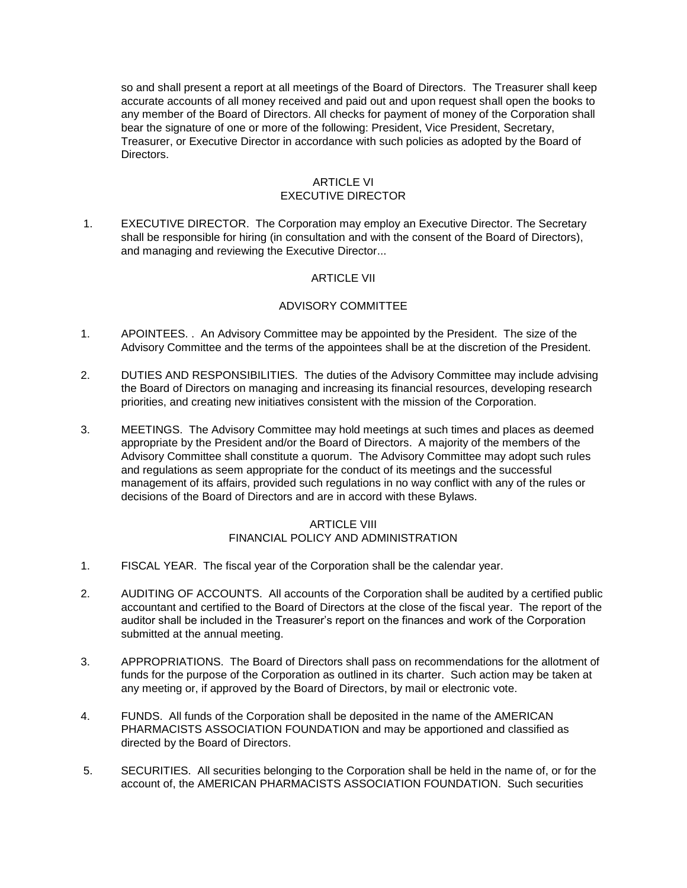so and shall present a report at all meetings of the Board of Directors. The Treasurer shall keep accurate accounts of all money received and paid out and upon request shall open the books to any member of the Board of Directors. All checks for payment of money of the Corporation shall bear the signature of one or more of the following: President, Vice President, Secretary, Treasurer, or Executive Director in accordance with such policies as adopted by the Board of Directors.

## ARTICLE VI
## EXECUTIVE DIRECTOR

1. EXECUTIVE DIRECTOR. The Corporation may employ an Executive Director. The Secretary shall be responsible for hiring (in consultation and with the consent of the Board of Directors), and managing and reviewing the Executive Director...

## ARTICLE VII

## ADVISORY COMMITTEE

1. APOINTEES. . An Advisory Committee may be appointed by the President. The size of the Advisory Committee and the terms of the appointees shall be at the discretion of the President.

2. DUTIES AND RESPONSIBILITIES. The duties of the Advisory Committee may include advising the Board of Directors on managing and increasing its financial resources, developing research priorities, and creating new initiatives consistent with the mission of the Corporation.

3. MEETINGS. The Advisory Committee may hold meetings at such times and places as deemed appropriate by the President and/or the Board of Directors. A majority of the members of the Advisory Committee shall constitute a quorum. The Advisory Committee may adopt such rules and regulations as seem appropriate for the conduct of its meetings and the successful management of its affairs, provided such regulations in no way conflict with any of the rules or decisions of the Board of Directors and are in accord with these Bylaws.

## ARTICLE VIII
## FINANCIAL POLICY AND ADMINISTRATION

1. FISCAL YEAR. The fiscal year of the Corporation shall be the calendar year.

2. AUDITING OF ACCOUNTS. All accounts of the Corporation shall be audited by a certified public accountant and certified to the Board of Directors at the close of the fiscal year. The report of the auditor shall be included in the Treasurer's report on the finances and work of the Corporation submitted at the annual meeting.

3. APPROPRIATIONS. The Board of Directors shall pass on recommendations for the allotment of funds for the purpose of the Corporation as outlined in its charter. Such action may be taken at any meeting or, if approved by the Board of Directors, by mail or electronic vote.

4. FUNDS. All funds of the Corporation shall be deposited in the name of the AMERICAN PHARMACISTS ASSOCIATION FOUNDATION and may be apportioned and classified as directed by the Board of Directors.

5. SECURITIES. All securities belonging to the Corporation shall be held in the name of, or for the account of, the AMERICAN PHARMACISTS ASSOCIATION FOUNDATION. Such securities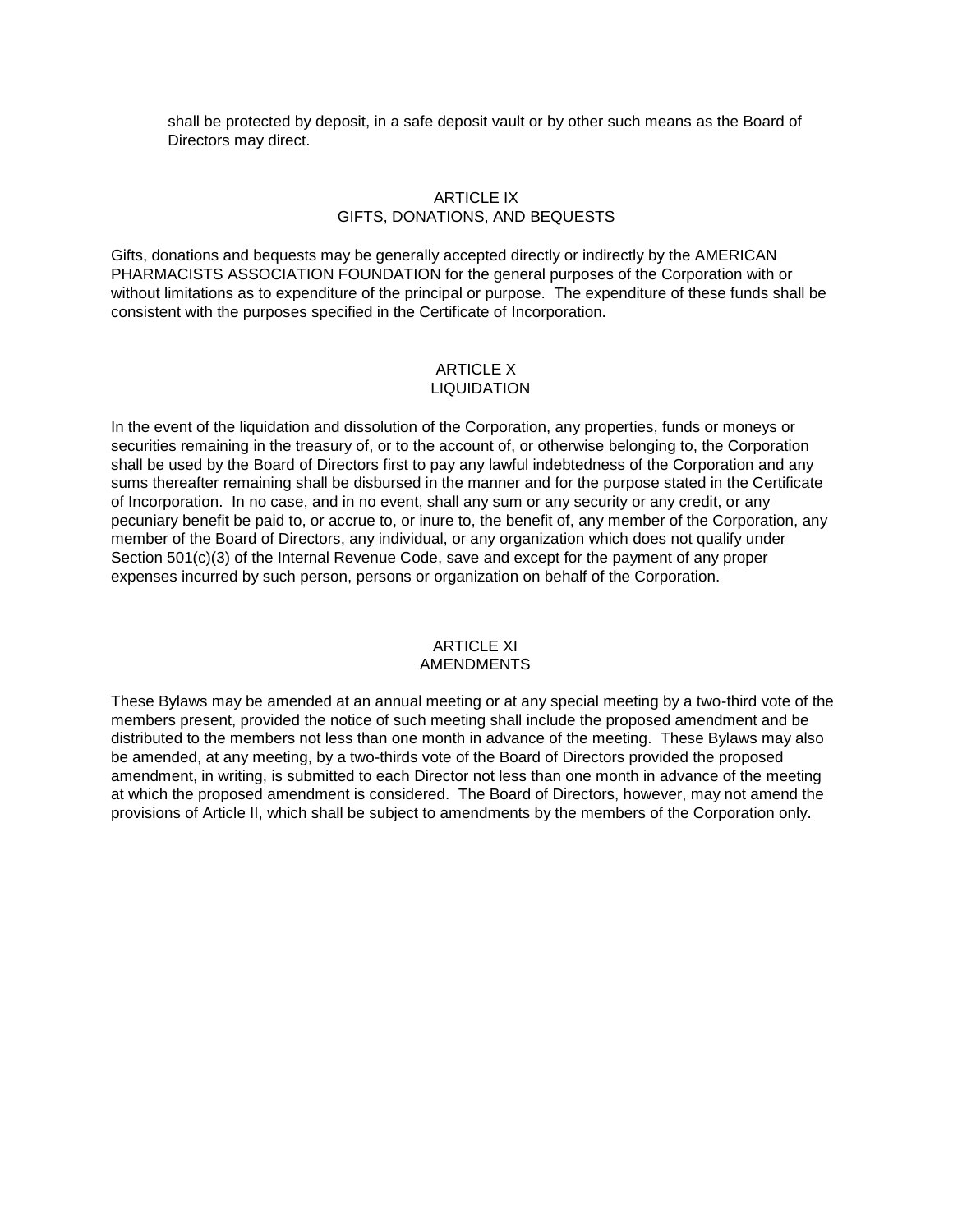shall be protected by deposit, in a safe deposit vault or by other such means as the Board of Directors may direct.

## ARTICLE IX
## GIFTS, DONATIONS, AND BEQUESTS

Gifts, donations and bequests may be generally accepted directly or indirectly by the AMERICAN PHARMACISTS ASSOCIATION FOUNDATION for the general purposes of the Corporation with or without limitations as to expenditure of the principal or purpose. The expenditure of these funds shall be consistent with the purposes specified in the Certificate of Incorporation.

## ARTICLE X
## LIQUIDATION

In the event of the liquidation and dissolution of the Corporation, any properties, funds or moneys or securities remaining in the treasury of, or to the account of, or otherwise belonging to, the Corporation shall be used by the Board of Directors first to pay any lawful indebtedness of the Corporation and any sums thereafter remaining shall be disbursed in the manner and for the purpose stated in the Certificate of Incorporation. In no case, and in no event, shall any sum or any security or any credit, or any pecuniary benefit be paid to, or accrue to, or inure to, the benefit of, any member of the Corporation, any member of the Board of Directors, any individual, or any organization which does not qualify under Section 501(c)(3) of the Internal Revenue Code, save and except for the payment of any proper expenses incurred by such person, persons or organization on behalf of the Corporation.

## ARTICLE XI
## AMENDMENTS

These Bylaws may be amended at an annual meeting or at any special meeting by a two-third vote of the members present, provided the notice of such meeting shall include the proposed amendment and be distributed to the members not less than one month in advance of the meeting. These Bylaws may also be amended, at any meeting, by a two-thirds vote of the Board of Directors provided the proposed amendment, in writing, is submitted to each Director not less than one month in advance of the meeting at which the proposed amendment is considered. The Board of Directors, however, may not amend the provisions of Article II, which shall be subject to amendments by the members of the Corporation only.